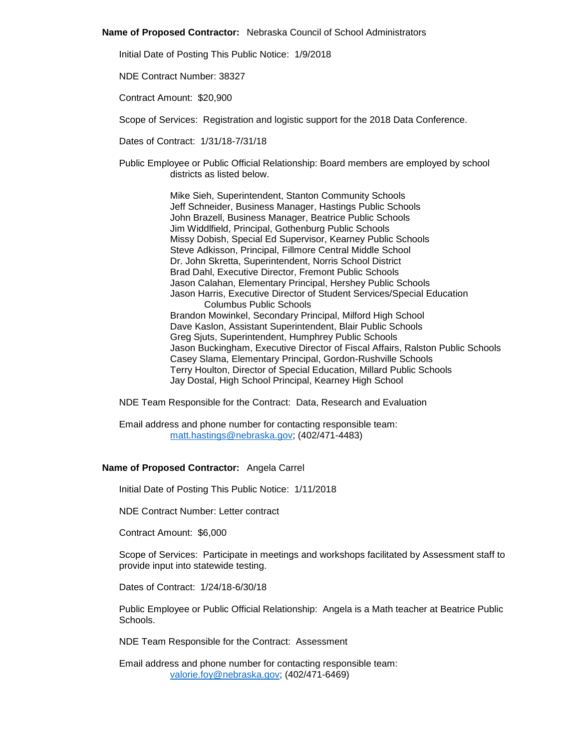**Name of Proposed Contractor:** Nebraska Council of School Administrators

Initial Date of Posting This Public Notice: 1/9/2018

NDE Contract Number: 38327

Contract Amount: $20,900

Scope of Services: Registration and logistic support for the 2018 Data Conference.

Dates of Contract: 1/31/18-7/31/18

Public Employee or Public Official Relationship: Board members are employed by school districts as listed below.

Mike Sieh, Superintendent, Stanton Community Schools
Jeff Schneider, Business Manager, Hastings Public Schools
John Brazell, Business Manager, Beatrice Public Schools
Jim Widdlfield, Principal, Gothenburg Public Schools
Missy Dobish, Special Ed Supervisor, Kearney Public Schools
Steve Adkisson, Principal, Fillmore Central Middle School
Dr. John Skretta, Superintendent, Norris School District
Brad Dahl, Executive Director, Fremont Public Schools
Jason Calahan, Elementary Principal, Hershey Public Schools
Jason Harris, Executive Director of Student Services/Special Education Columbus Public Schools
Brandon Mowinkel, Secondary Principal, Milford High School
Dave Kaslon, Assistant Superintendent, Blair Public Schools
Greg Sjuts, Superintendent, Humphrey Public Schools
Jason Buckingham, Executive Director of Fiscal Affairs, Ralston Public Schools
Casey Slama, Elementary Principal, Gordon-Rushville Schools
Terry Houlton, Director of Special Education, Millard Public Schools
Jay Dostal, High School Principal, Kearney High School

NDE Team Responsible for the Contract: Data, Research and Evaluation

Email address and phone number for contacting responsible team:
matt.hastings@nebraska.gov; (402/471-4483)

**Name of Proposed Contractor:** Angela Carrel

Initial Date of Posting This Public Notice: 1/11/2018

NDE Contract Number: Letter contract

Contract Amount: $6,000

Scope of Services: Participate in meetings and workshops facilitated by Assessment staff to provide input into statewide testing.

Dates of Contract: 1/24/18-6/30/18

Public Employee or Public Official Relationship: Angela is a Math teacher at Beatrice Public Schools.

NDE Team Responsible for the Contract: Assessment

Email address and phone number for contacting responsible team:
valorie.foy@nebraska.gov; (402/471-6469)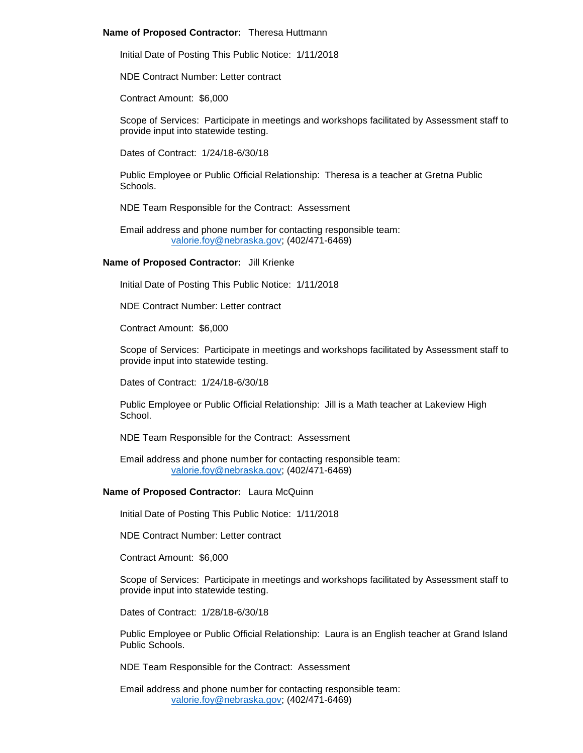**Name of Proposed Contractor:** Theresa Huttmann

Initial Date of Posting This Public Notice: 1/11/2018

NDE Contract Number: Letter contract

Contract Amount: $6,000

Scope of Services: Participate in meetings and workshops facilitated by Assessment staff to provide input into statewide testing.

Dates of Contract: 1/24/18-6/30/18

Public Employee or Public Official Relationship: Theresa is a teacher at Gretna Public Schools.

NDE Team Responsible for the Contract: Assessment

Email address and phone number for contacting responsible team:
valorie.foy@nebraska.gov; (402/471-6469)

**Name of Proposed Contractor:** Jill Krienke

Initial Date of Posting This Public Notice: 1/11/2018

NDE Contract Number: Letter contract

Contract Amount: $6,000

Scope of Services: Participate in meetings and workshops facilitated by Assessment staff to provide input into statewide testing.

Dates of Contract: 1/24/18-6/30/18

Public Employee or Public Official Relationship: Jill is a Math teacher at Lakeview High School.

NDE Team Responsible for the Contract: Assessment

Email address and phone number for contacting responsible team:
valorie.foy@nebraska.gov; (402/471-6469)

**Name of Proposed Contractor:** Laura McQuinn

Initial Date of Posting This Public Notice: 1/11/2018

NDE Contract Number: Letter contract

Contract Amount: $6,000

Scope of Services: Participate in meetings and workshops facilitated by Assessment staff to provide input into statewide testing.

Dates of Contract: 1/28/18-6/30/18

Public Employee or Public Official Relationship: Laura is an English teacher at Grand Island Public Schools.

NDE Team Responsible for the Contract: Assessment

Email address and phone number for contacting responsible team:
valorie.foy@nebraska.gov; (402/471-6469)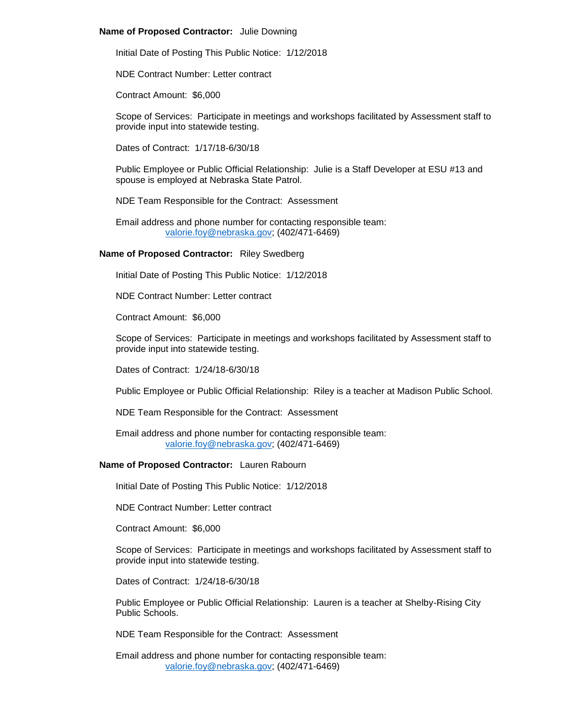**Name of Proposed Contractor:** Julie Downing

Initial Date of Posting This Public Notice: 1/12/2018

NDE Contract Number: Letter contract

Contract Amount: $6,000

Scope of Services: Participate in meetings and workshops facilitated by Assessment staff to provide input into statewide testing.

Dates of Contract: 1/17/18-6/30/18

Public Employee or Public Official Relationship: Julie is a Staff Developer at ESU #13 and spouse is employed at Nebraska State Patrol.

NDE Team Responsible for the Contract: Assessment

Email address and phone number for contacting responsible team:
valorie.foy@nebraska.gov; (402/471-6469)

**Name of Proposed Contractor:** Riley Swedberg

Initial Date of Posting This Public Notice: 1/12/2018

NDE Contract Number: Letter contract

Contract Amount: $6,000

Scope of Services: Participate in meetings and workshops facilitated by Assessment staff to provide input into statewide testing.

Dates of Contract: 1/24/18-6/30/18

Public Employee or Public Official Relationship: Riley is a teacher at Madison Public School.

NDE Team Responsible for the Contract: Assessment

Email address and phone number for contacting responsible team:
valorie.foy@nebraska.gov; (402/471-6469)

**Name of Proposed Contractor:** Lauren Rabourn

Initial Date of Posting This Public Notice: 1/12/2018

NDE Contract Number: Letter contract

Contract Amount: $6,000

Scope of Services: Participate in meetings and workshops facilitated by Assessment staff to provide input into statewide testing.

Dates of Contract: 1/24/18-6/30/18

Public Employee or Public Official Relationship: Lauren is a teacher at Shelby-Rising City Public Schools.

NDE Team Responsible for the Contract: Assessment

Email address and phone number for contacting responsible team:
valorie.foy@nebraska.gov; (402/471-6469)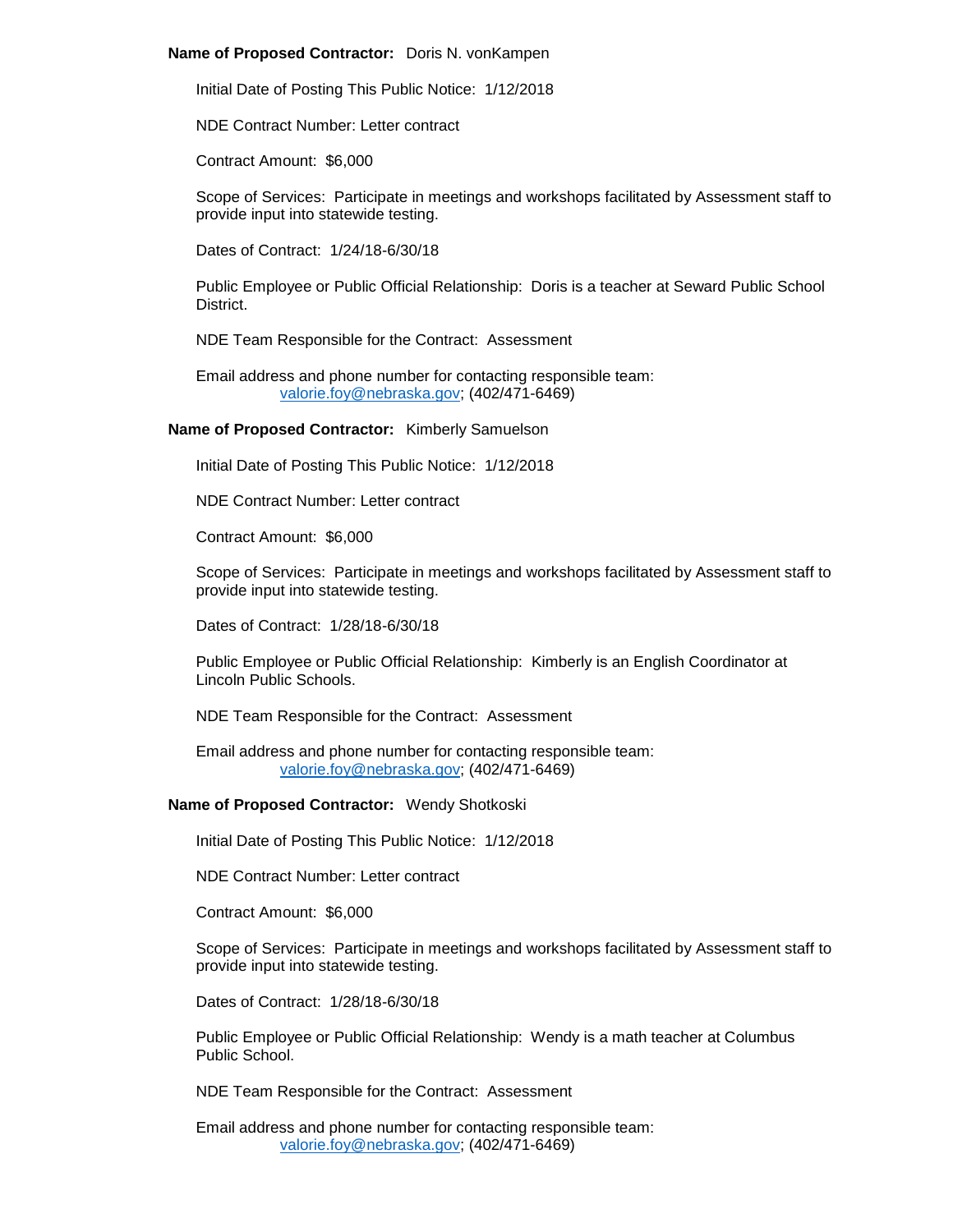**Name of Proposed Contractor:** Doris N. vonKampen

Initial Date of Posting This Public Notice: 1/12/2018

NDE Contract Number: Letter contract

Contract Amount: $6,000

Scope of Services: Participate in meetings and workshops facilitated by Assessment staff to provide input into statewide testing.

Dates of Contract: 1/24/18-6/30/18

Public Employee or Public Official Relationship: Doris is a teacher at Seward Public School District.

NDE Team Responsible for the Contract: Assessment

Email address and phone number for contacting responsible team:
valorie.foy@nebraska.gov; (402/471-6469)

**Name of Proposed Contractor:** Kimberly Samuelson

Initial Date of Posting This Public Notice: 1/12/2018

NDE Contract Number: Letter contract

Contract Amount: $6,000

Scope of Services: Participate in meetings and workshops facilitated by Assessment staff to provide input into statewide testing.

Dates of Contract: 1/28/18-6/30/18

Public Employee or Public Official Relationship: Kimberly is an English Coordinator at Lincoln Public Schools.

NDE Team Responsible for the Contract: Assessment

Email address and phone number for contacting responsible team:
valorie.foy@nebraska.gov; (402/471-6469)

**Name of Proposed Contractor:** Wendy Shotkoski

Initial Date of Posting This Public Notice: 1/12/2018

NDE Contract Number: Letter contract

Contract Amount: $6,000

Scope of Services: Participate in meetings and workshops facilitated by Assessment staff to provide input into statewide testing.

Dates of Contract: 1/28/18-6/30/18

Public Employee or Public Official Relationship: Wendy is a math teacher at Columbus Public School.

NDE Team Responsible for the Contract: Assessment

Email address and phone number for contacting responsible team:
valorie.foy@nebraska.gov; (402/471-6469)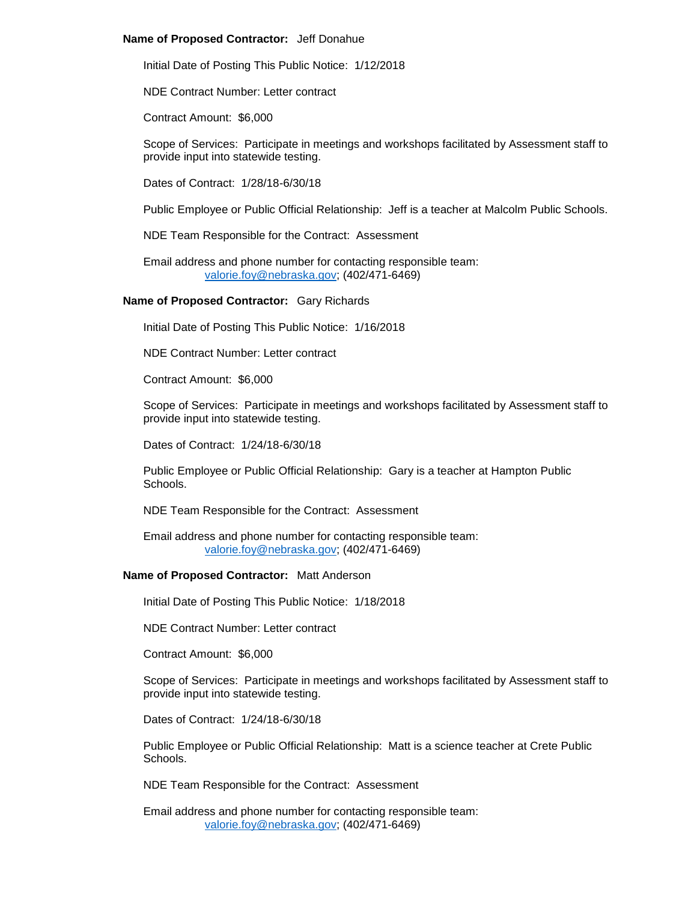**Name of Proposed Contractor:** Jeff Donahue

Initial Date of Posting This Public Notice: 1/12/2018

NDE Contract Number: Letter contract

Contract Amount: $6,000

Scope of Services: Participate in meetings and workshops facilitated by Assessment staff to provide input into statewide testing.

Dates of Contract: 1/28/18-6/30/18

Public Employee or Public Official Relationship: Jeff is a teacher at Malcolm Public Schools.

NDE Team Responsible for the Contract: Assessment

Email address and phone number for contacting responsible team:
valorie.foy@nebraska.gov; (402/471-6469)

**Name of Proposed Contractor:** Gary Richards

Initial Date of Posting This Public Notice: 1/16/2018

NDE Contract Number: Letter contract

Contract Amount: $6,000

Scope of Services: Participate in meetings and workshops facilitated by Assessment staff to provide input into statewide testing.

Dates of Contract: 1/24/18-6/30/18

Public Employee or Public Official Relationship: Gary is a teacher at Hampton Public Schools.

NDE Team Responsible for the Contract: Assessment

Email address and phone number for contacting responsible team:
valorie.foy@nebraska.gov; (402/471-6469)

**Name of Proposed Contractor:** Matt Anderson

Initial Date of Posting This Public Notice: 1/18/2018

NDE Contract Number: Letter contract

Contract Amount: $6,000

Scope of Services: Participate in meetings and workshops facilitated by Assessment staff to provide input into statewide testing.

Dates of Contract: 1/24/18-6/30/18

Public Employee or Public Official Relationship: Matt is a science teacher at Crete Public Schools.

NDE Team Responsible for the Contract: Assessment

Email address and phone number for contacting responsible team:
valorie.foy@nebraska.gov; (402/471-6469)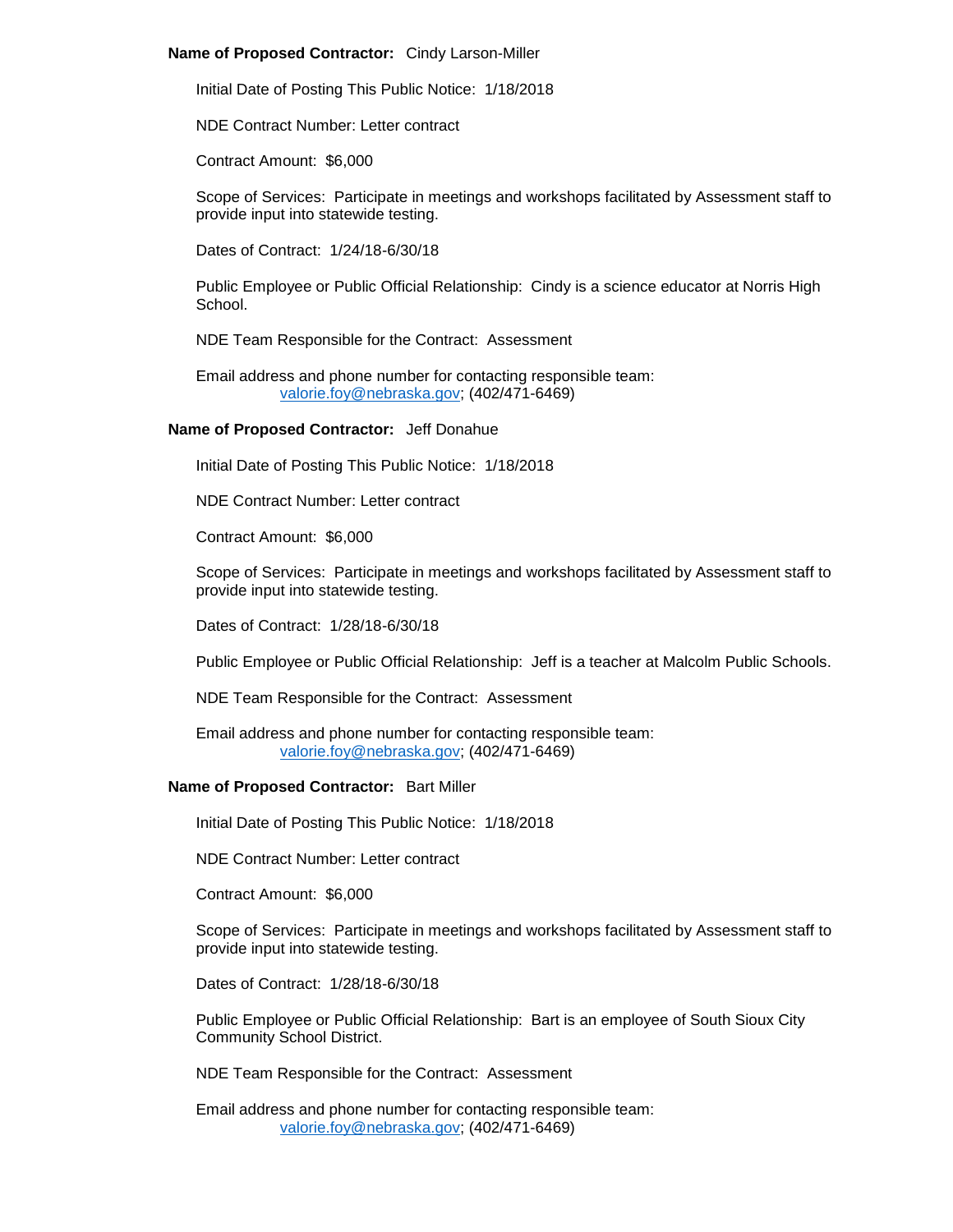**Name of Proposed Contractor:** Cindy Larson-Miller

Initial Date of Posting This Public Notice: 1/18/2018

NDE Contract Number: Letter contract

Contract Amount: $6,000

Scope of Services: Participate in meetings and workshops facilitated by Assessment staff to provide input into statewide testing.

Dates of Contract: 1/24/18-6/30/18

Public Employee or Public Official Relationship: Cindy is a science educator at Norris High School.

NDE Team Responsible for the Contract: Assessment

Email address and phone number for contacting responsible team:
valorie.foy@nebraska.gov; (402/471-6469)

**Name of Proposed Contractor:** Jeff Donahue

Initial Date of Posting This Public Notice: 1/18/2018

NDE Contract Number: Letter contract

Contract Amount: $6,000

Scope of Services: Participate in meetings and workshops facilitated by Assessment staff to provide input into statewide testing.

Dates of Contract: 1/28/18-6/30/18

Public Employee or Public Official Relationship: Jeff is a teacher at Malcolm Public Schools.

NDE Team Responsible for the Contract: Assessment

Email address and phone number for contacting responsible team:
valorie.foy@nebraska.gov; (402/471-6469)

**Name of Proposed Contractor:** Bart Miller

Initial Date of Posting This Public Notice: 1/18/2018

NDE Contract Number: Letter contract

Contract Amount: $6,000

Scope of Services: Participate in meetings and workshops facilitated by Assessment staff to provide input into statewide testing.

Dates of Contract: 1/28/18-6/30/18

Public Employee or Public Official Relationship: Bart is an employee of South Sioux City Community School District.

NDE Team Responsible for the Contract: Assessment

Email address and phone number for contacting responsible team:
valorie.foy@nebraska.gov; (402/471-6469)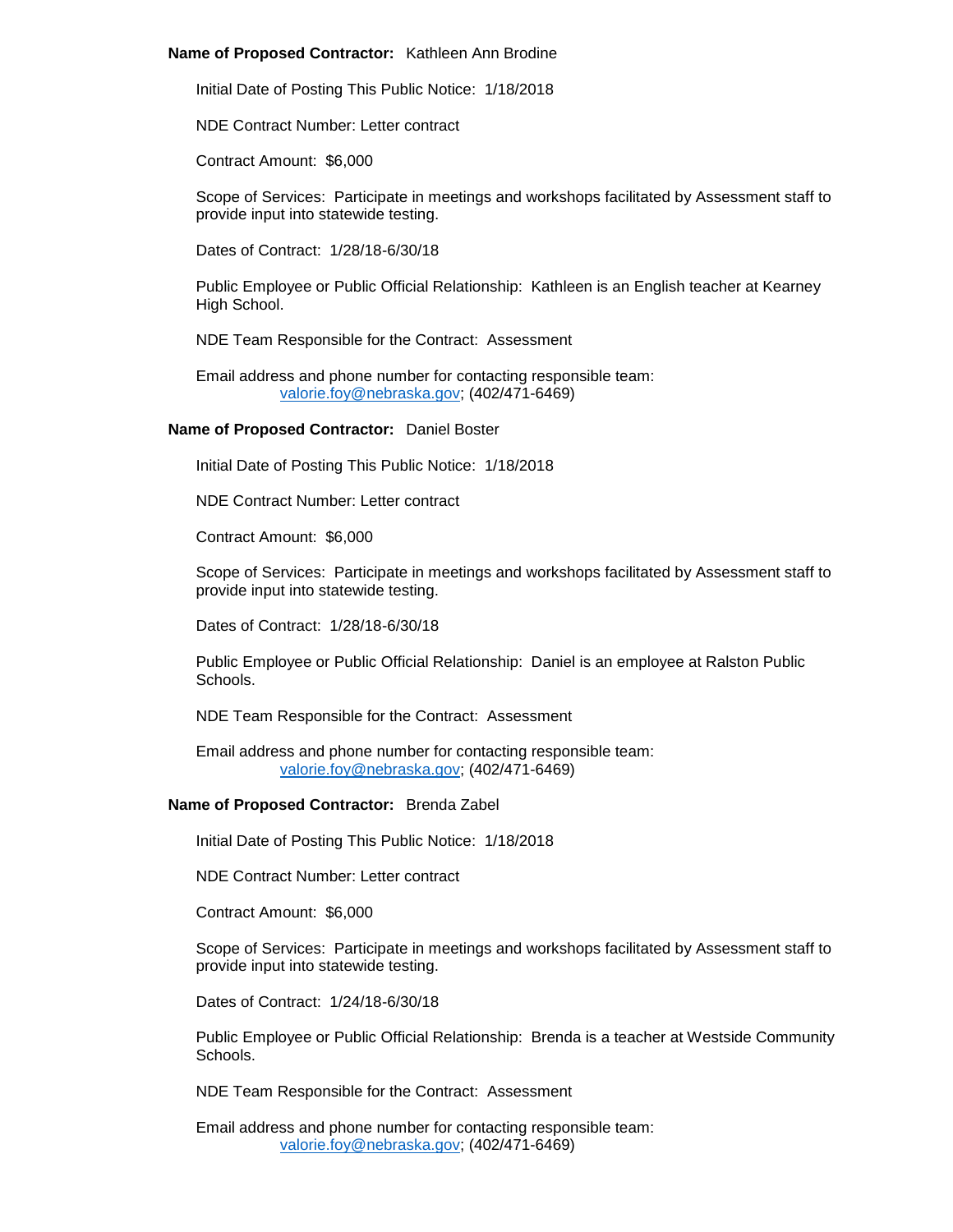**Name of Proposed Contractor:** Kathleen Ann Brodine

Initial Date of Posting This Public Notice: 1/18/2018

NDE Contract Number: Letter contract

Contract Amount: $6,000

Scope of Services: Participate in meetings and workshops facilitated by Assessment staff to provide input into statewide testing.

Dates of Contract: 1/28/18-6/30/18

Public Employee or Public Official Relationship: Kathleen is an English teacher at Kearney High School.

NDE Team Responsible for the Contract: Assessment

Email address and phone number for contacting responsible team:
valorie.foy@nebraska.gov; (402/471-6469)

**Name of Proposed Contractor:** Daniel Boster

Initial Date of Posting This Public Notice: 1/18/2018

NDE Contract Number: Letter contract

Contract Amount: $6,000

Scope of Services: Participate in meetings and workshops facilitated by Assessment staff to provide input into statewide testing.

Dates of Contract: 1/28/18-6/30/18

Public Employee or Public Official Relationship: Daniel is an employee at Ralston Public Schools.

NDE Team Responsible for the Contract: Assessment

Email address and phone number for contacting responsible team:
valorie.foy@nebraska.gov; (402/471-6469)

**Name of Proposed Contractor:** Brenda Zabel

Initial Date of Posting This Public Notice: 1/18/2018

NDE Contract Number: Letter contract

Contract Amount: $6,000

Scope of Services: Participate in meetings and workshops facilitated by Assessment staff to provide input into statewide testing.

Dates of Contract: 1/24/18-6/30/18

Public Employee or Public Official Relationship: Brenda is a teacher at Westside Community Schools.

NDE Team Responsible for the Contract: Assessment

Email address and phone number for contacting responsible team:
valorie.foy@nebraska.gov; (402/471-6469)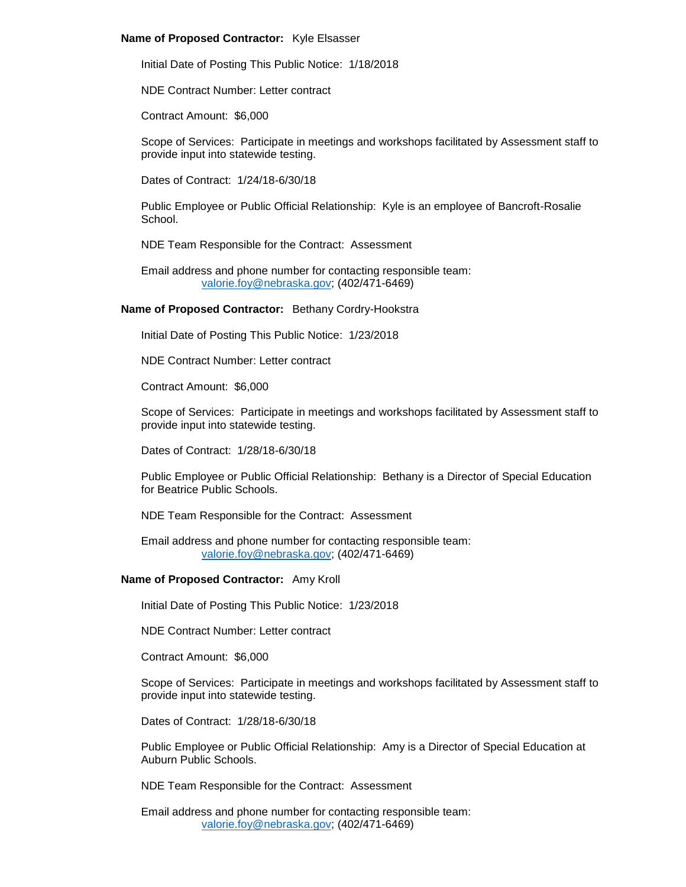**Name of Proposed Contractor:** Kyle Elsasser

Initial Date of Posting This Public Notice: 1/18/2018

NDE Contract Number: Letter contract

Contract Amount: $6,000

Scope of Services: Participate in meetings and workshops facilitated by Assessment staff to provide input into statewide testing.

Dates of Contract: 1/24/18-6/30/18

Public Employee or Public Official Relationship: Kyle is an employee of Bancroft-Rosalie School.

NDE Team Responsible for the Contract: Assessment

Email address and phone number for contacting responsible team: valorie.foy@nebraska.gov; (402/471-6469)

**Name of Proposed Contractor:** Bethany Cordry-Hookstra

Initial Date of Posting This Public Notice: 1/23/2018

NDE Contract Number: Letter contract

Contract Amount: $6,000

Scope of Services: Participate in meetings and workshops facilitated by Assessment staff to provide input into statewide testing.

Dates of Contract: 1/28/18-6/30/18

Public Employee or Public Official Relationship: Bethany is a Director of Special Education for Beatrice Public Schools.

NDE Team Responsible for the Contract: Assessment

Email address and phone number for contacting responsible team: valorie.foy@nebraska.gov; (402/471-6469)

**Name of Proposed Contractor:** Amy Kroll

Initial Date of Posting This Public Notice: 1/23/2018

NDE Contract Number: Letter contract

Contract Amount: $6,000

Scope of Services: Participate in meetings and workshops facilitated by Assessment staff to provide input into statewide testing.

Dates of Contract: 1/28/18-6/30/18

Public Employee or Public Official Relationship: Amy is a Director of Special Education at Auburn Public Schools.

NDE Team Responsible for the Contract: Assessment

Email address and phone number for contacting responsible team: valorie.foy@nebraska.gov; (402/471-6469)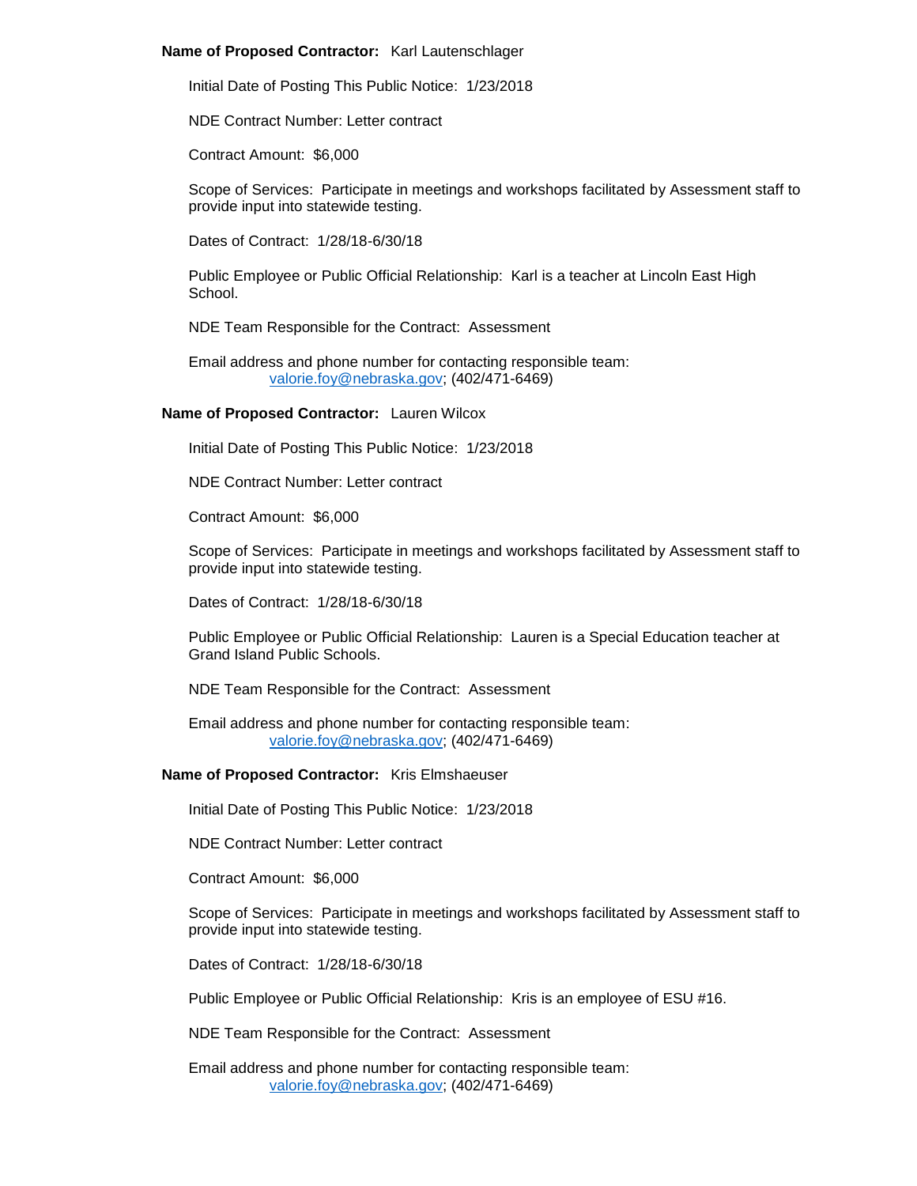**Name of Proposed Contractor:** Karl Lautenschlager

Initial Date of Posting This Public Notice: 1/23/2018

NDE Contract Number: Letter contract

Contract Amount: $6,000

Scope of Services: Participate in meetings and workshops facilitated by Assessment staff to provide input into statewide testing.

Dates of Contract: 1/28/18-6/30/18

Public Employee or Public Official Relationship: Karl is a teacher at Lincoln East High School.

NDE Team Responsible for the Contract: Assessment

Email address and phone number for contacting responsible team:
valorie.foy@nebraska.gov; (402/471-6469)

**Name of Proposed Contractor:** Lauren Wilcox

Initial Date of Posting This Public Notice: 1/23/2018

NDE Contract Number: Letter contract

Contract Amount: $6,000

Scope of Services: Participate in meetings and workshops facilitated by Assessment staff to provide input into statewide testing.

Dates of Contract: 1/28/18-6/30/18

Public Employee or Public Official Relationship: Lauren is a Special Education teacher at Grand Island Public Schools.

NDE Team Responsible for the Contract: Assessment

Email address and phone number for contacting responsible team:
valorie.foy@nebraska.gov; (402/471-6469)

**Name of Proposed Contractor:** Kris Elmshaeuser

Initial Date of Posting This Public Notice: 1/23/2018

NDE Contract Number: Letter contract

Contract Amount: $6,000

Scope of Services: Participate in meetings and workshops facilitated by Assessment staff to provide input into statewide testing.

Dates of Contract: 1/28/18-6/30/18

Public Employee or Public Official Relationship: Kris is an employee of ESU #16.

NDE Team Responsible for the Contract: Assessment

Email address and phone number for contacting responsible team:
valorie.foy@nebraska.gov; (402/471-6469)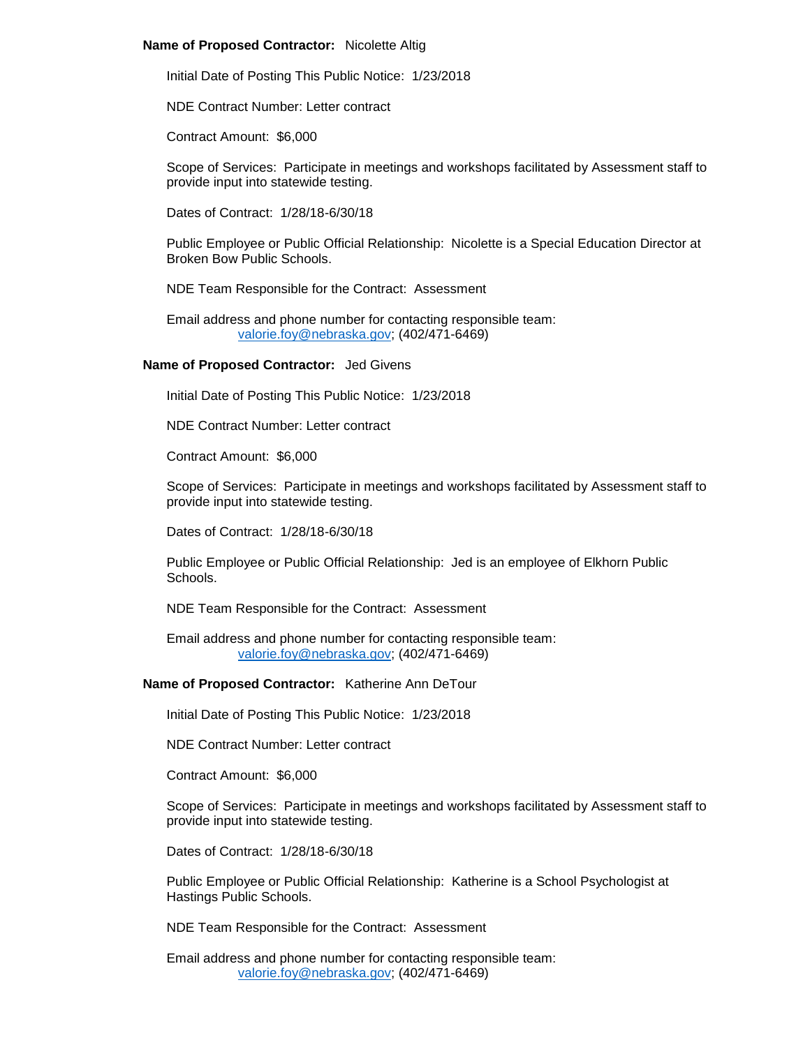**Name of Proposed Contractor:** Nicolette Altig

Initial Date of Posting This Public Notice: 1/23/2018

NDE Contract Number: Letter contract

Contract Amount: $6,000

Scope of Services: Participate in meetings and workshops facilitated by Assessment staff to provide input into statewide testing.

Dates of Contract: 1/28/18-6/30/18

Public Employee or Public Official Relationship: Nicolette is a Special Education Director at Broken Bow Public Schools.

NDE Team Responsible for the Contract: Assessment

Email address and phone number for contacting responsible team:
valorie.foy@nebraska.gov; (402/471-6469)

**Name of Proposed Contractor:** Jed Givens

Initial Date of Posting This Public Notice: 1/23/2018

NDE Contract Number: Letter contract

Contract Amount: $6,000

Scope of Services: Participate in meetings and workshops facilitated by Assessment staff to provide input into statewide testing.

Dates of Contract: 1/28/18-6/30/18

Public Employee or Public Official Relationship: Jed is an employee of Elkhorn Public Schools.

NDE Team Responsible for the Contract: Assessment

Email address and phone number for contacting responsible team:
valorie.foy@nebraska.gov; (402/471-6469)

**Name of Proposed Contractor:** Katherine Ann DeTour

Initial Date of Posting This Public Notice: 1/23/2018

NDE Contract Number: Letter contract

Contract Amount: $6,000

Scope of Services: Participate in meetings and workshops facilitated by Assessment staff to provide input into statewide testing.

Dates of Contract: 1/28/18-6/30/18

Public Employee or Public Official Relationship: Katherine is a School Psychologist at Hastings Public Schools.

NDE Team Responsible for the Contract: Assessment

Email address and phone number for contacting responsible team:
valorie.foy@nebraska.gov; (402/471-6469)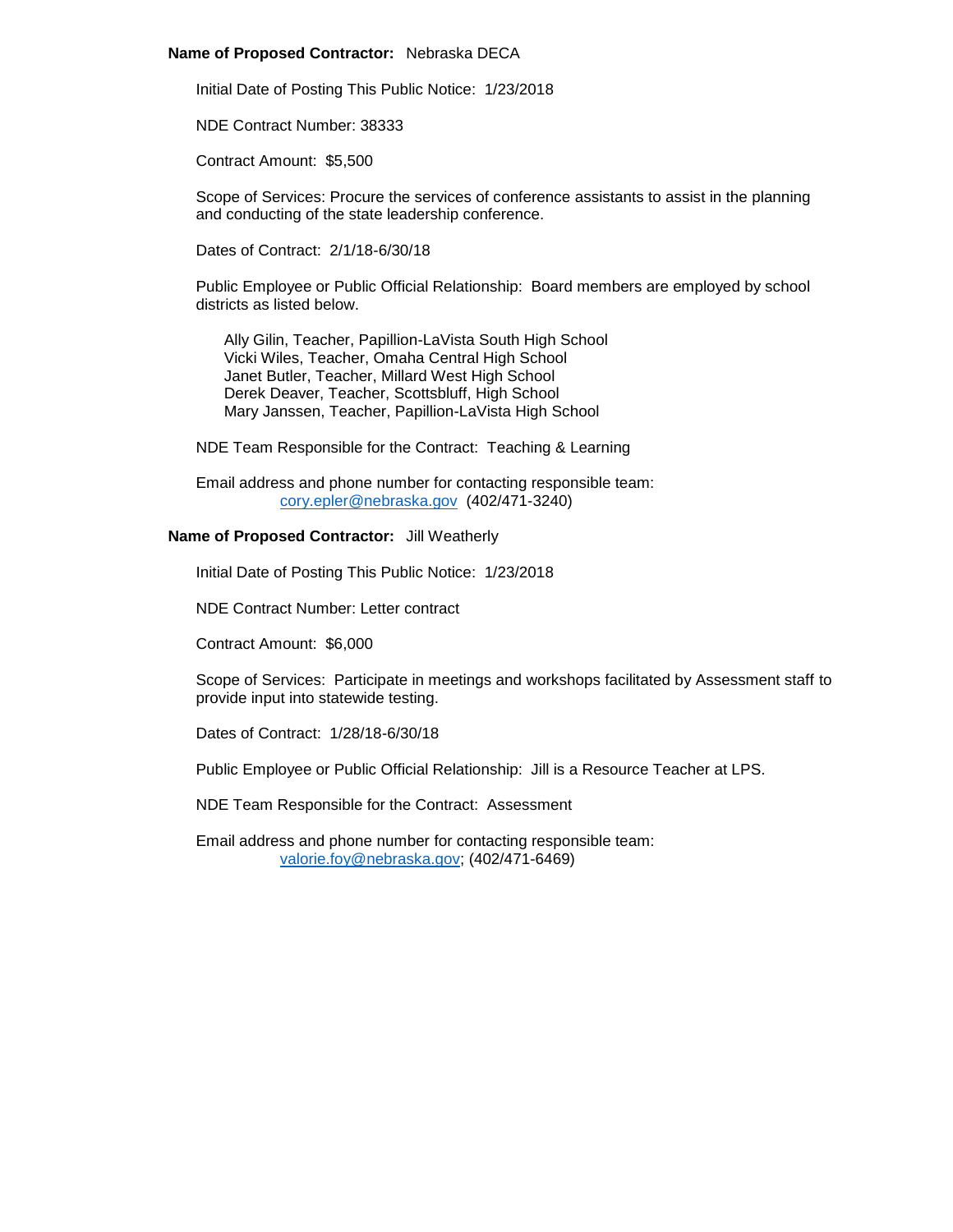**Name of Proposed Contractor:** Nebraska DECA

Initial Date of Posting This Public Notice: 1/23/2018

NDE Contract Number: 38333

Contract Amount: $5,500

Scope of Services: Procure the services of conference assistants to assist in the planning and conducting of the state leadership conference.

Dates of Contract: 2/1/18-6/30/18

Public Employee or Public Official Relationship: Board members are employed by school districts as listed below.

Ally Gilin, Teacher, Papillion-LaVista South High School
Vicki Wiles, Teacher, Omaha Central High School
Janet Butler, Teacher, Millard West High School
Derek Deaver, Teacher, Scottsbluff, High School
Mary Janssen, Teacher, Papillion-LaVista High School

NDE Team Responsible for the Contract: Teaching & Learning

Email address and phone number for contacting responsible team:
cory.epler@nebraska.gov (402/471-3240)

**Name of Proposed Contractor:** Jill Weatherly

Initial Date of Posting This Public Notice: 1/23/2018

NDE Contract Number: Letter contract

Contract Amount: $6,000

Scope of Services: Participate in meetings and workshops facilitated by Assessment staff to provide input into statewide testing.

Dates of Contract: 1/28/18-6/30/18

Public Employee or Public Official Relationship: Jill is a Resource Teacher at LPS.

NDE Team Responsible for the Contract: Assessment

Email address and phone number for contacting responsible team:
valorie.foy@nebraska.gov; (402/471-6469)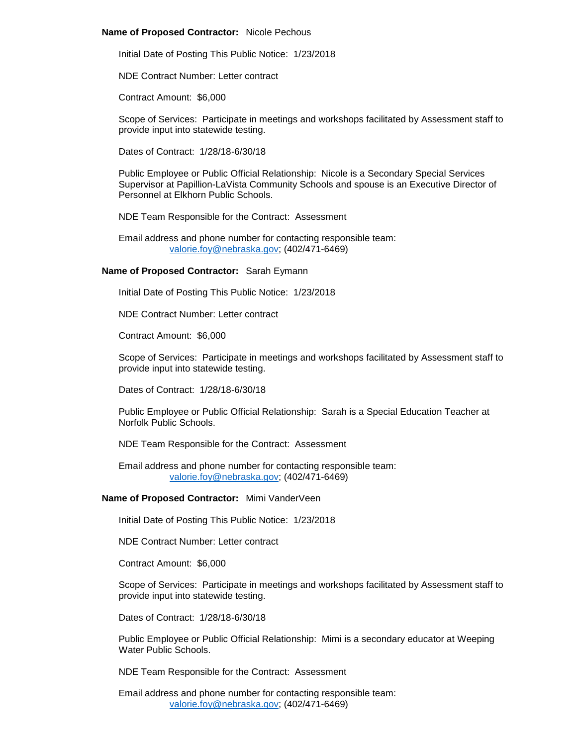**Name of Proposed Contractor:** Nicole Pechous

Initial Date of Posting This Public Notice: 1/23/2018

NDE Contract Number: Letter contract

Contract Amount: $6,000

Scope of Services: Participate in meetings and workshops facilitated by Assessment staff to provide input into statewide testing.

Dates of Contract: 1/28/18-6/30/18

Public Employee or Public Official Relationship: Nicole is a Secondary Special Services Supervisor at Papillion-LaVista Community Schools and spouse is an Executive Director of Personnel at Elkhorn Public Schools.

NDE Team Responsible for the Contract: Assessment

Email address and phone number for contacting responsible team:
valorie.foy@nebraska.gov; (402/471-6469)

**Name of Proposed Contractor:** Sarah Eymann

Initial Date of Posting This Public Notice: 1/23/2018

NDE Contract Number: Letter contract

Contract Amount: $6,000

Scope of Services: Participate in meetings and workshops facilitated by Assessment staff to provide input into statewide testing.

Dates of Contract: 1/28/18-6/30/18

Public Employee or Public Official Relationship: Sarah is a Special Education Teacher at Norfolk Public Schools.

NDE Team Responsible for the Contract: Assessment

Email address and phone number for contacting responsible team:
valorie.foy@nebraska.gov; (402/471-6469)

**Name of Proposed Contractor:** Mimi VanderVeen

Initial Date of Posting This Public Notice: 1/23/2018

NDE Contract Number: Letter contract

Contract Amount: $6,000

Scope of Services: Participate in meetings and workshops facilitated by Assessment staff to provide input into statewide testing.

Dates of Contract: 1/28/18-6/30/18

Public Employee or Public Official Relationship: Mimi is a secondary educator at Weeping Water Public Schools.

NDE Team Responsible for the Contract: Assessment

Email address and phone number for contacting responsible team:
valorie.foy@nebraska.gov; (402/471-6469)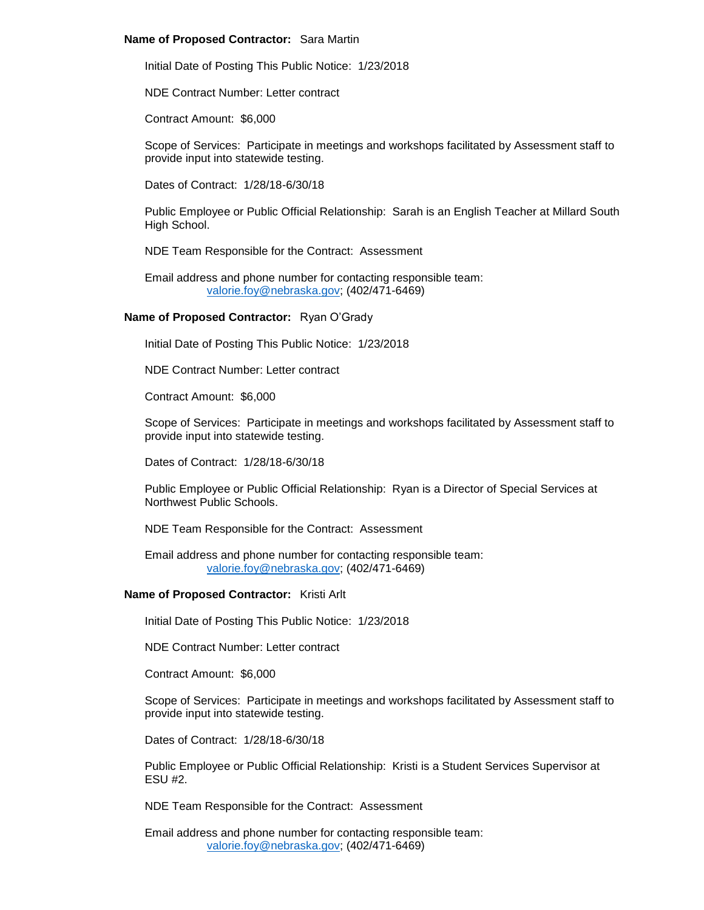**Name of Proposed Contractor:** Sara Martin

Initial Date of Posting This Public Notice: 1/23/2018

NDE Contract Number: Letter contract

Contract Amount: $6,000

Scope of Services: Participate in meetings and workshops facilitated by Assessment staff to provide input into statewide testing.

Dates of Contract: 1/28/18-6/30/18

Public Employee or Public Official Relationship: Sarah is an English Teacher at Millard South High School.

NDE Team Responsible for the Contract: Assessment

Email address and phone number for contacting responsible team:
valorie.foy@nebraska.gov; (402/471-6469)

**Name of Proposed Contractor:** Ryan O'Grady

Initial Date of Posting This Public Notice: 1/23/2018

NDE Contract Number: Letter contract

Contract Amount: $6,000

Scope of Services: Participate in meetings and workshops facilitated by Assessment staff to provide input into statewide testing.

Dates of Contract: 1/28/18-6/30/18

Public Employee or Public Official Relationship: Ryan is a Director of Special Services at Northwest Public Schools.

NDE Team Responsible for the Contract: Assessment

Email address and phone number for contacting responsible team:
valorie.foy@nebraska.gov; (402/471-6469)

**Name of Proposed Contractor:** Kristi Arlt

Initial Date of Posting This Public Notice: 1/23/2018

NDE Contract Number: Letter contract

Contract Amount: $6,000

Scope of Services: Participate in meetings and workshops facilitated by Assessment staff to provide input into statewide testing.

Dates of Contract: 1/28/18-6/30/18

Public Employee or Public Official Relationship: Kristi is a Student Services Supervisor at ESU #2.

NDE Team Responsible for the Contract: Assessment

Email address and phone number for contacting responsible team:
valorie.foy@nebraska.gov; (402/471-6469)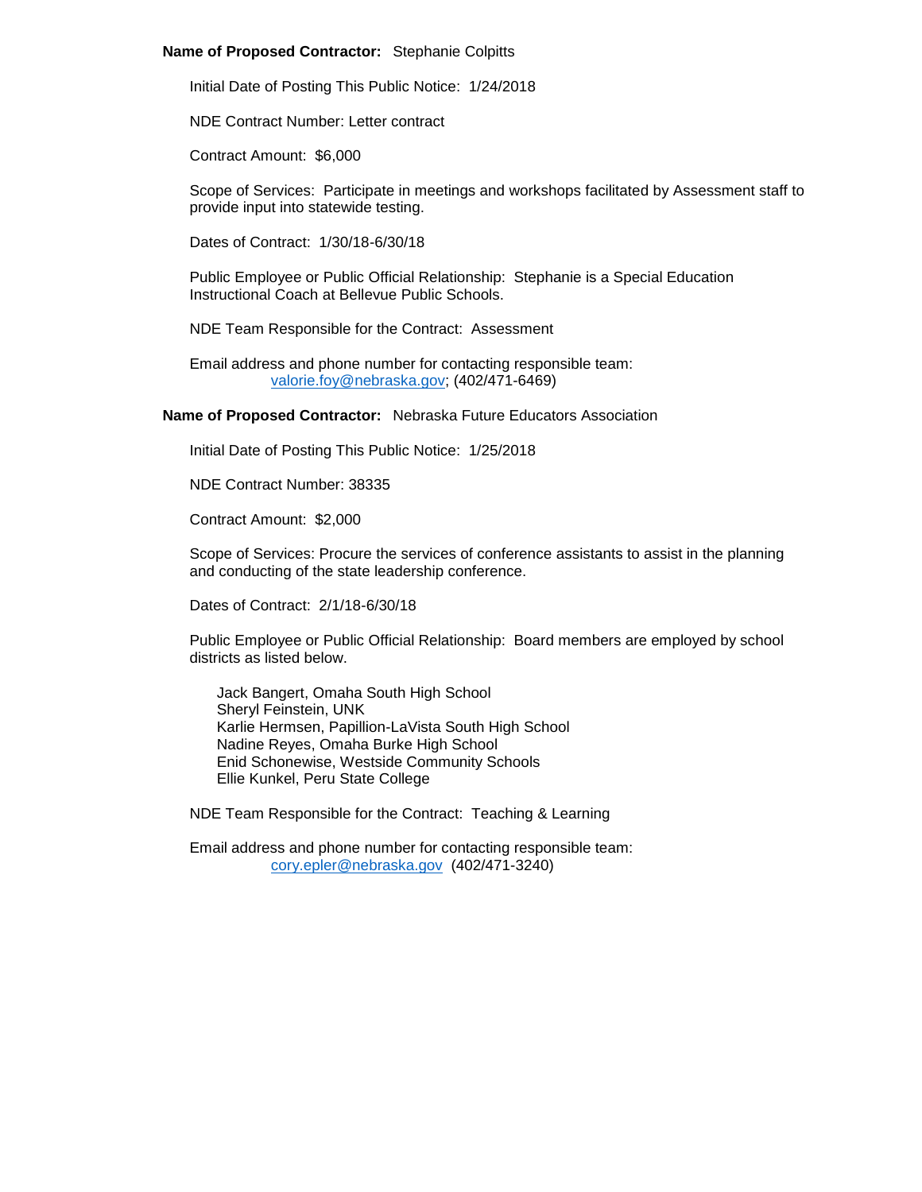**Name of Proposed Contractor:** Stephanie Colpitts

Initial Date of Posting This Public Notice: 1/24/2018

NDE Contract Number: Letter contract

Contract Amount: $6,000

Scope of Services: Participate in meetings and workshops facilitated by Assessment staff to provide input into statewide testing.

Dates of Contract: 1/30/18-6/30/18

Public Employee or Public Official Relationship: Stephanie is a Special Education Instructional Coach at Bellevue Public Schools.

NDE Team Responsible for the Contract: Assessment

Email address and phone number for contacting responsible team:
valorie.foy@nebraska.gov; (402/471-6469)

**Name of Proposed Contractor:** Nebraska Future Educators Association

Initial Date of Posting This Public Notice: 1/25/2018

NDE Contract Number: 38335

Contract Amount: $2,000

Scope of Services: Procure the services of conference assistants to assist in the planning and conducting of the state leadership conference.

Dates of Contract: 2/1/18-6/30/18

Public Employee or Public Official Relationship: Board members are employed by school districts as listed below.

Jack Bangert, Omaha South High School
Sheryl Feinstein, UNK
Karlie Hermsen, Papillion-LaVista South High School
Nadine Reyes, Omaha Burke High School
Enid Schonewise, Westside Community Schools
Ellie Kunkel, Peru State College

NDE Team Responsible for the Contract: Teaching & Learning

Email address and phone number for contacting responsible team:
cory.epler@nebraska.gov (402/471-3240)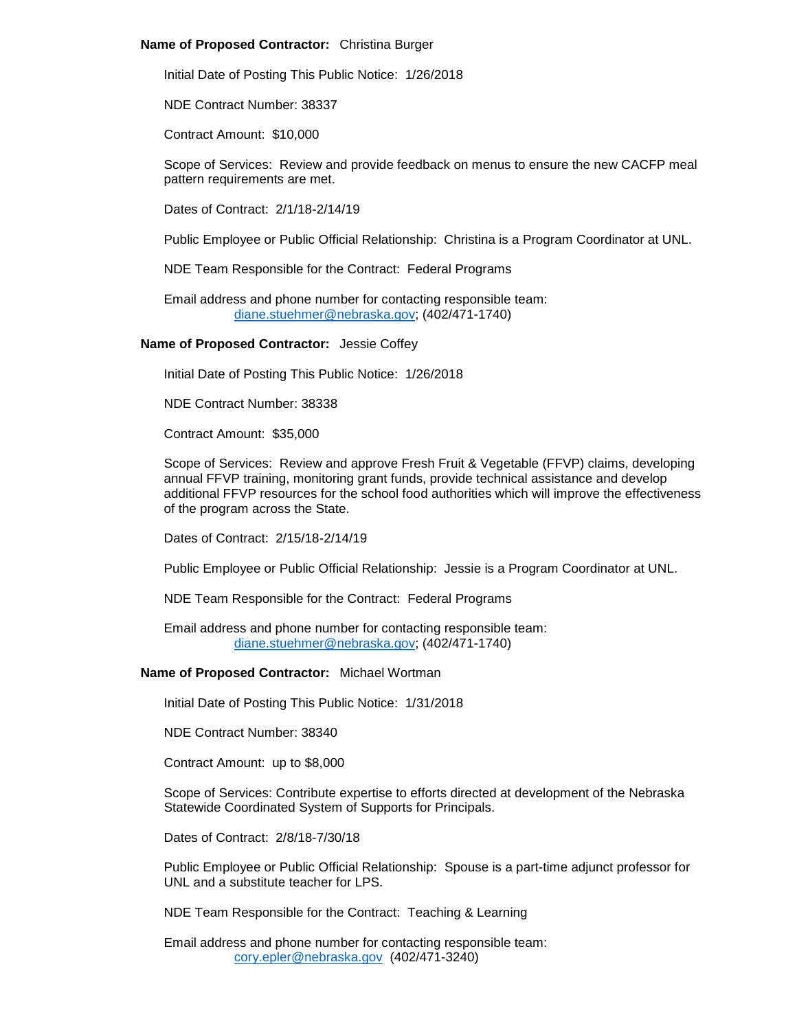**Name of Proposed Contractor:** Christina Burger

Initial Date of Posting This Public Notice: 1/26/2018

NDE Contract Number: 38337

Contract Amount: $10,000

Scope of Services: Review and provide feedback on menus to ensure the new CACFP meal pattern requirements are met.

Dates of Contract: 2/1/18-2/14/19

Public Employee or Public Official Relationship: Christina is a Program Coordinator at UNL.

NDE Team Responsible for the Contract: Federal Programs

Email address and phone number for contacting responsible team:
diane.stuehmer@nebraska.gov; (402/471-1740)

**Name of Proposed Contractor:** Jessie Coffey

Initial Date of Posting This Public Notice: 1/26/2018

NDE Contract Number: 38338

Contract Amount: $35,000

Scope of Services: Review and approve Fresh Fruit & Vegetable (FFVP) claims, developing annual FFVP training, monitoring grant funds, provide technical assistance and develop additional FFVP resources for the school food authorities which will improve the effectiveness of the program across the State.

Dates of Contract: 2/15/18-2/14/19

Public Employee or Public Official Relationship: Jessie is a Program Coordinator at UNL.

NDE Team Responsible for the Contract: Federal Programs

Email address and phone number for contacting responsible team:
diane.stuehmer@nebraska.gov; (402/471-1740)

**Name of Proposed Contractor:** Michael Wortman

Initial Date of Posting This Public Notice: 1/31/2018

NDE Contract Number: 38340

Contract Amount: up to $8,000

Scope of Services: Contribute expertise to efforts directed at development of the Nebraska Statewide Coordinated System of Supports for Principals.

Dates of Contract: 2/8/18-7/30/18

Public Employee or Public Official Relationship: Spouse is a part-time adjunct professor for UNL and a substitute teacher for LPS.

NDE Team Responsible for the Contract: Teaching & Learning

Email address and phone number for contacting responsible team:
cory.epler@nebraska.gov (402/471-3240)